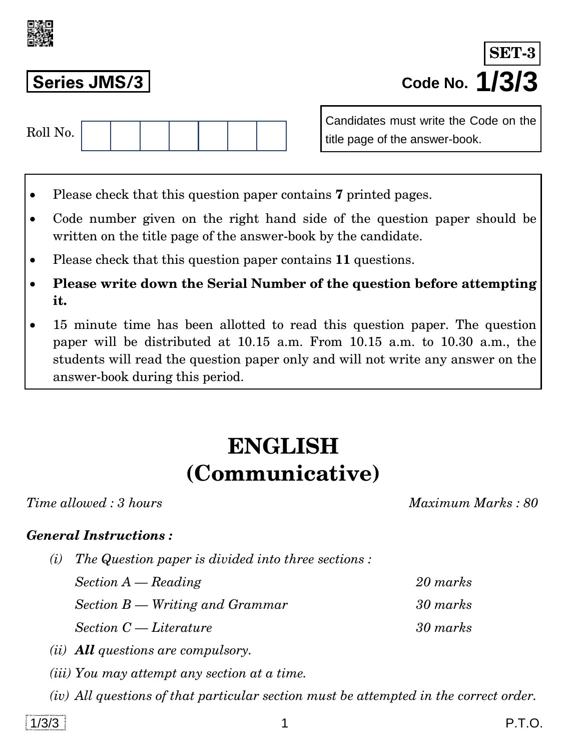**SET-3**

**Series JMS/3**

**Code No. 1/3/3**

Roll No. | | | | | | | |

Candidates must write the Code on the title page of the answer-book.

- Please check that this question paper contains **7** printed pages.
- Code number given on the right hand side of the question paper should be written on the title page of the answer-book by the candidate.
- Please check that this question paper contains **11** questions.
- **Please write down the Serial Number of the question before attempting it.**
- 15 minute time has been allotted to read this question paper. The question paper will be distributed at 10.15 a.m. From 10.15 a.m. to 10.30 a.m., the students will read the question paper only and will not write any answer on the answer-book during this period.

# ENGLISH
# (Communicative)

*Time allowed : 3 hours* | *Maximum Marks : 80*

***General Instructions :***

*(i) The Question paper is divided into three sections :*

| | |
|---|---|
| *Section A — Reading* | *20 marks* |
| *Section B — Writing and Grammar* | *30 marks* |
| *Section C — Literature* | *30 marks* |

*(ii)* ***All*** *questions are compulsory.*

*(iii) You may attempt any section at a time.*

*(iv) All questions of that particular section must be attempted in the correct order.*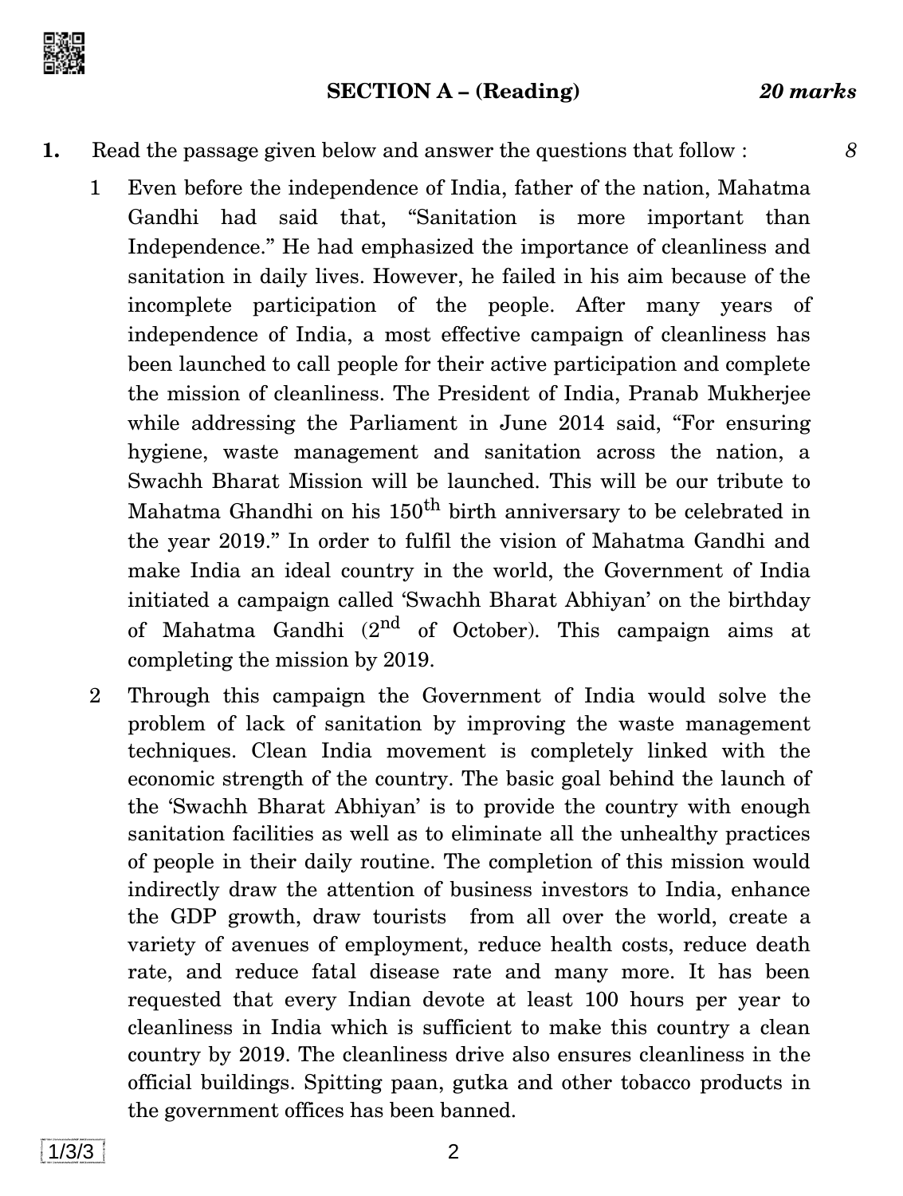## SECTION A – (Reading) *20 marks*

**1.** Read the passage given below and answer the questions that follow : *8*

1 Even before the independence of India, father of the nation, Mahatma Gandhi had said that, "Sanitation is more important than Independence." He had emphasized the importance of cleanliness and sanitation in daily lives. However, he failed in his aim because of the incomplete participation of the people. After many years of independence of India, a most effective campaign of cleanliness has been launched to call people for their active participation and complete the mission of cleanliness. The President of India, Pranab Mukherjee while addressing the Parliament in June 2014 said, "For ensuring hygiene, waste management and sanitation across the nation, a Swachh Bharat Mission will be launched. This will be our tribute to Mahatma Ghandhi on his 150th birth anniversary to be celebrated in the year 2019." In order to fulfil the vision of Mahatma Gandhi and make India an ideal country in the world, the Government of India initiated a campaign called 'Swachh Bharat Abhiyan' on the birthday of Mahatma Gandhi (2nd of October). This campaign aims at completing the mission by 2019.

2 Through this campaign the Government of India would solve the problem of lack of sanitation by improving the waste management techniques. Clean India movement is completely linked with the economic strength of the country. The basic goal behind the launch of the 'Swachh Bharat Abhiyan' is to provide the country with enough sanitation facilities as well as to eliminate all the unhealthy practices of people in their daily routine. The completion of this mission would indirectly draw the attention of business investors to India, enhance the GDP growth, draw tourists from all over the world, create a variety of avenues of employment, reduce health costs, reduce death rate, and reduce fatal disease rate and many more. It has been requested that every Indian devote at least 100 hours per year to cleanliness in India which is sufficient to make this country a clean country by 2019. The cleanliness drive also ensures cleanliness in the official buildings. Spitting paan, gutka and other tobacco products in the government offices has been banned.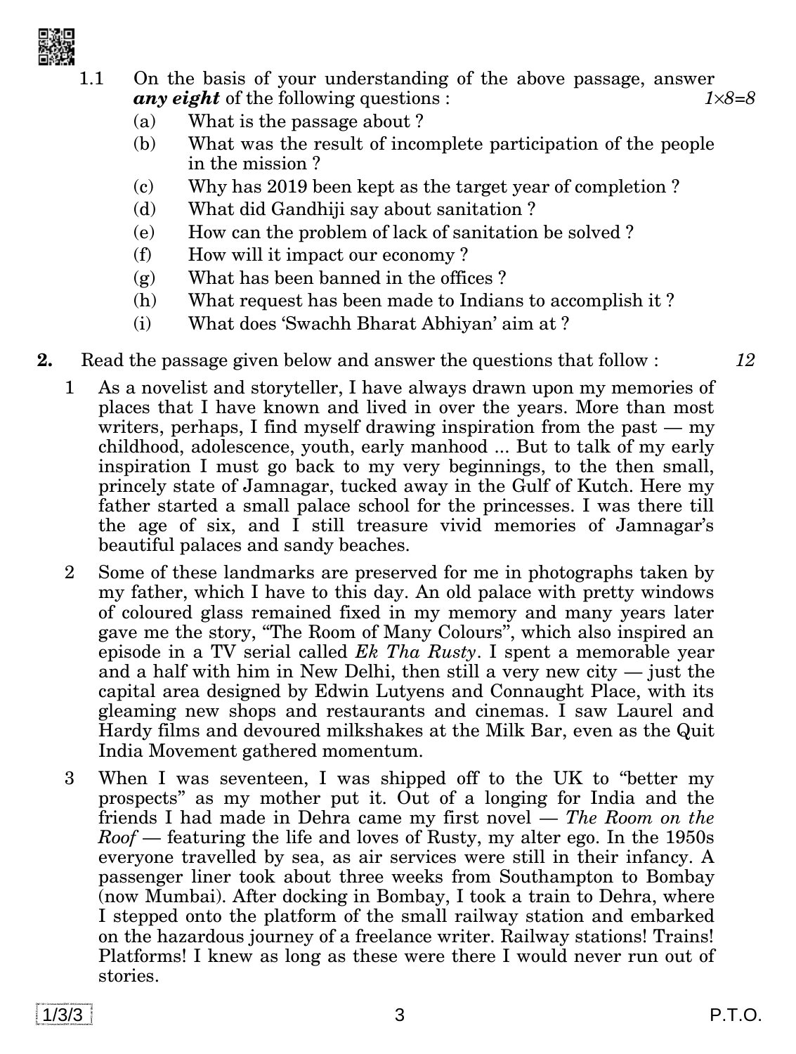1.1 On the basis of your understanding of the above passage, answer ***any eight*** of the following questions : *1×8=8*

(a) What is the passage about ?

(b) What was the result of incomplete participation of the people in the mission ?

(c) Why has 2019 been kept as the target year of completion ?

(d) What did Gandhiji say about sanitation ?

(e) How can the problem of lack of sanitation be solved ?

(f) How will it impact our economy ?

(g) What has been banned in the offices ?

(h) What request has been made to Indians to accomplish it ?

(i) What does 'Swachh Bharat Abhiyan' aim at ?

**2.** Read the passage given below and answer the questions that follow : *12*

1 As a novelist and storyteller, I have always drawn upon my memories of places that I have known and lived in over the years. More than most writers, perhaps, I find myself drawing inspiration from the past — my childhood, adolescence, youth, early manhood ... But to talk of my early inspiration I must go back to my very beginnings, to the then small, princely state of Jamnagar, tucked away in the Gulf of Kutch. Here my father started a small palace school for the princesses. I was there till the age of six, and I still treasure vivid memories of Jamnagar's beautiful palaces and sandy beaches.

2 Some of these landmarks are preserved for me in photographs taken by my father, which I have to this day. An old palace with pretty windows of coloured glass remained fixed in my memory and many years later gave me the story, "The Room of Many Colours", which also inspired an episode in a TV serial called *Ek Tha Rusty*. I spent a memorable year and a half with him in New Delhi, then still a very new city — just the capital area designed by Edwin Lutyens and Connaught Place, with its gleaming new shops and restaurants and cinemas. I saw Laurel and Hardy films and devoured milkshakes at the Milk Bar, even as the Quit India Movement gathered momentum.

3 When I was seventeen, I was shipped off to the UK to "better my prospects" as my mother put it. Out of a longing for India and the friends I had made in Dehra came my first novel — *The Room on the Roof* — featuring the life and loves of Rusty, my alter ego. In the 1950s everyone travelled by sea, as air services were still in their infancy. A passenger liner took about three weeks from Southampton to Bombay (now Mumbai). After docking in Bombay, I took a train to Dehra, where I stepped onto the platform of the small railway station and embarked on the hazardous journey of a freelance writer. Railway stations! Trains! Platforms! I knew as long as these were there I would never run out of stories.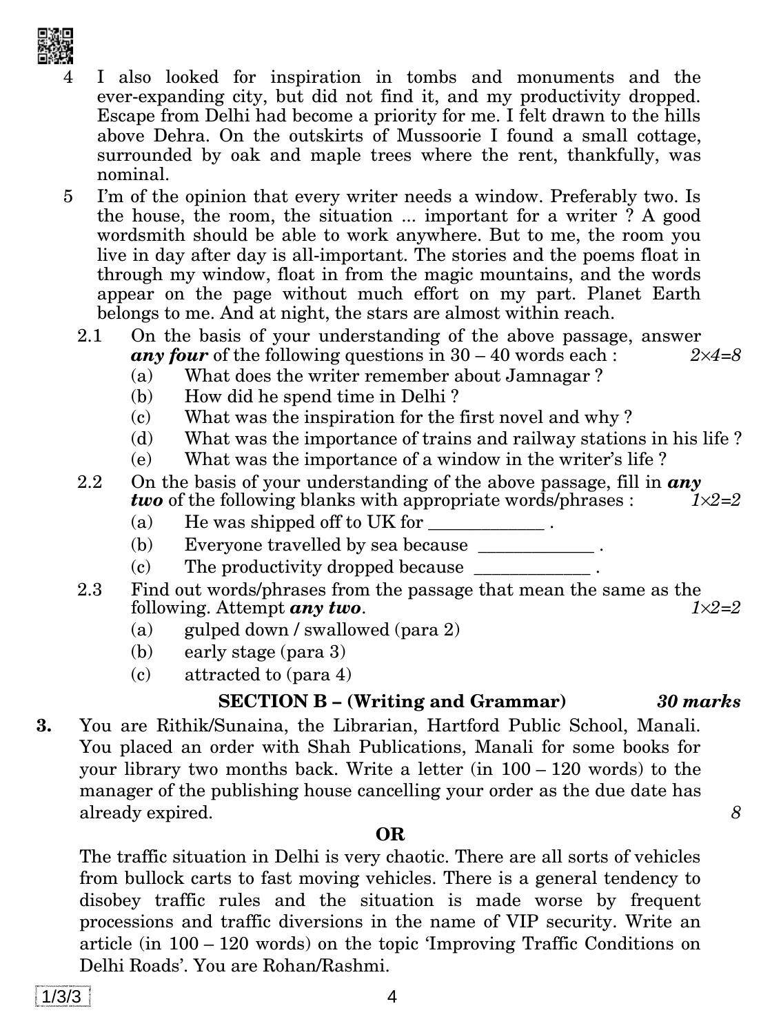4 I also looked for inspiration in tombs and monuments and the ever-expanding city, but did not find it, and my productivity dropped. Escape from Delhi had become a priority for me. I felt drawn to the hills above Dehra. On the outskirts of Mussoorie I found a small cottage, surrounded by oak and maple trees where the rent, thankfully, was nominal.

5 I'm of the opinion that every writer needs a window. Preferably two. Is the house, the room, the situation ... important for a writer ? A good wordsmith should be able to work anywhere. But to me, the room you live in day after day is all-important. The stories and the poems float in through my window, float in from the magic mountains, and the words appear on the page without much effort on my part. Planet Earth belongs to me. And at night, the stars are almost within reach.

2.1 On the basis of your understanding of the above passage, answer ***any four*** of the following questions in 30 – 40 words each : *2×4=8*

(a) What does the writer remember about Jamnagar ?

(b) How did he spend time in Delhi ?

(c) What was the inspiration for the first novel and why ?

(d) What was the importance of trains and railway stations in his life ?

(e) What was the importance of a window in the writer's life ?

2.2 On the basis of your understanding of the above passage, fill in ***any two*** of the following blanks with appropriate words/phrases : *1×2=2*

(a) He was shipped off to UK for _____________ .

(b) Everyone travelled by sea because _____________ .

(c) The productivity dropped because _____________ .

2.3 Find out words/phrases from the passage that mean the same as the following. Attempt ***any two***. *1×2=2*

(a) gulped down / swallowed (para 2)

(b) early stage (para 3)

(c) attracted to (para 4)

## SECTION B – (Writing and Grammar) *30 marks*

**3.** You are Rithik/Sunaina, the Librarian, Hartford Public School, Manali. You placed an order with Shah Publications, Manali for some books for your library two months back. Write a letter (in 100 – 120 words) to the manager of the publishing house cancelling your order as the due date has already expired. *8*

**OR**

The traffic situation in Delhi is very chaotic. There are all sorts of vehicles from bullock carts to fast moving vehicles. There is a general tendency to disobey traffic rules and the situation is made worse by frequent processions and traffic diversions in the name of VIP security. Write an article (in 100 – 120 words) on the topic 'Improving Traffic Conditions on Delhi Roads'. You are Rohan/Rashmi.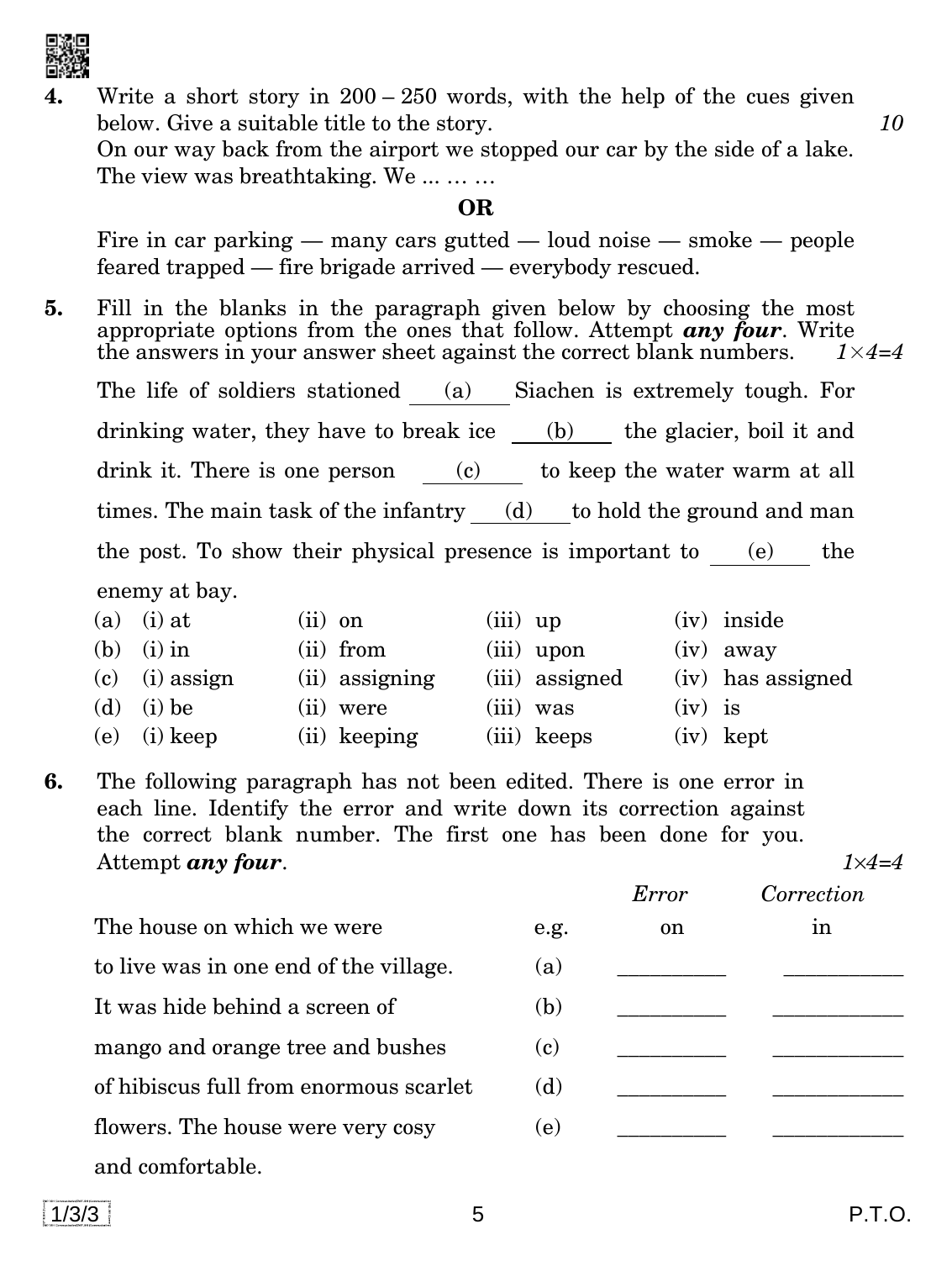**4.** Write a short story in 200 – 250 words, with the help of the cues given below. Give a suitable title to the story. *10*

On our way back from the airport we stopped our car by the side of a lake. The view was breathtaking. We ... … …

**OR**

Fire in car parking — many cars gutted — loud noise — smoke — people feared trapped — fire brigade arrived — everybody rescued.

**5.** Fill in the blanks in the paragraph given below by choosing the most appropriate options from the ones that follow. Attempt ***any four***. Write the answers in your answer sheet against the correct blank numbers. *1×4=4*

The life of soldiers stationed \_\_\_(a)\_\_\_ Siachen is extremely tough. For drinking water, they have to break ice \_\_\_(b)\_\_\_ the glacier, boil it and drink it. There is one person \_\_\_(c)\_\_\_ to keep the water warm at all times. The main task of the infantry \_\_\_(d)\_\_\_ to hold the ground and man the post. To show their physical presence is important to \_\_\_(e)\_\_\_ the enemy at bay.

| | | | | |
|---|---|---|---|---|
| (a) | (i) at | (ii) on | (iii) up | (iv) inside |
| (b) | (i) in | (ii) from | (iii) upon | (iv) away |
| (c) | (i) assign | (ii) assigning | (iii) assigned | (iv) has assigned |
| (d) | (i) be | (ii) were | (iii) was | (iv) is |
| (e) | (i) keep | (ii) keeping | (iii) keeps | (iv) kept |

**6.** The following paragraph has not been edited. There is one error in each line. Identify the error and write down its correction against the correct blank number. The first one has been done for you. Attempt ***any four***. *1×4=4*

| | | *Error* | *Correction* |
|---|---|---|---|
| The house on which we were | e.g. | on | in |
| to live was in one end of the village. | (a) | \_\_\_\_\_\_\_\_ | \_\_\_\_\_\_\_\_ |
| It was hide behind a screen of | (b) | \_\_\_\_\_\_\_\_ | \_\_\_\_\_\_\_\_ |
| mango and orange tree and bushes | (c) | \_\_\_\_\_\_\_\_ | \_\_\_\_\_\_\_\_ |
| of hibiscus full from enormous scarlet | (d) | \_\_\_\_\_\_\_\_ | \_\_\_\_\_\_\_\_ |
| flowers. The house were very cosy | (e) | \_\_\_\_\_\_\_\_ | \_\_\_\_\_\_\_\_ |
| and comfortable. | | | |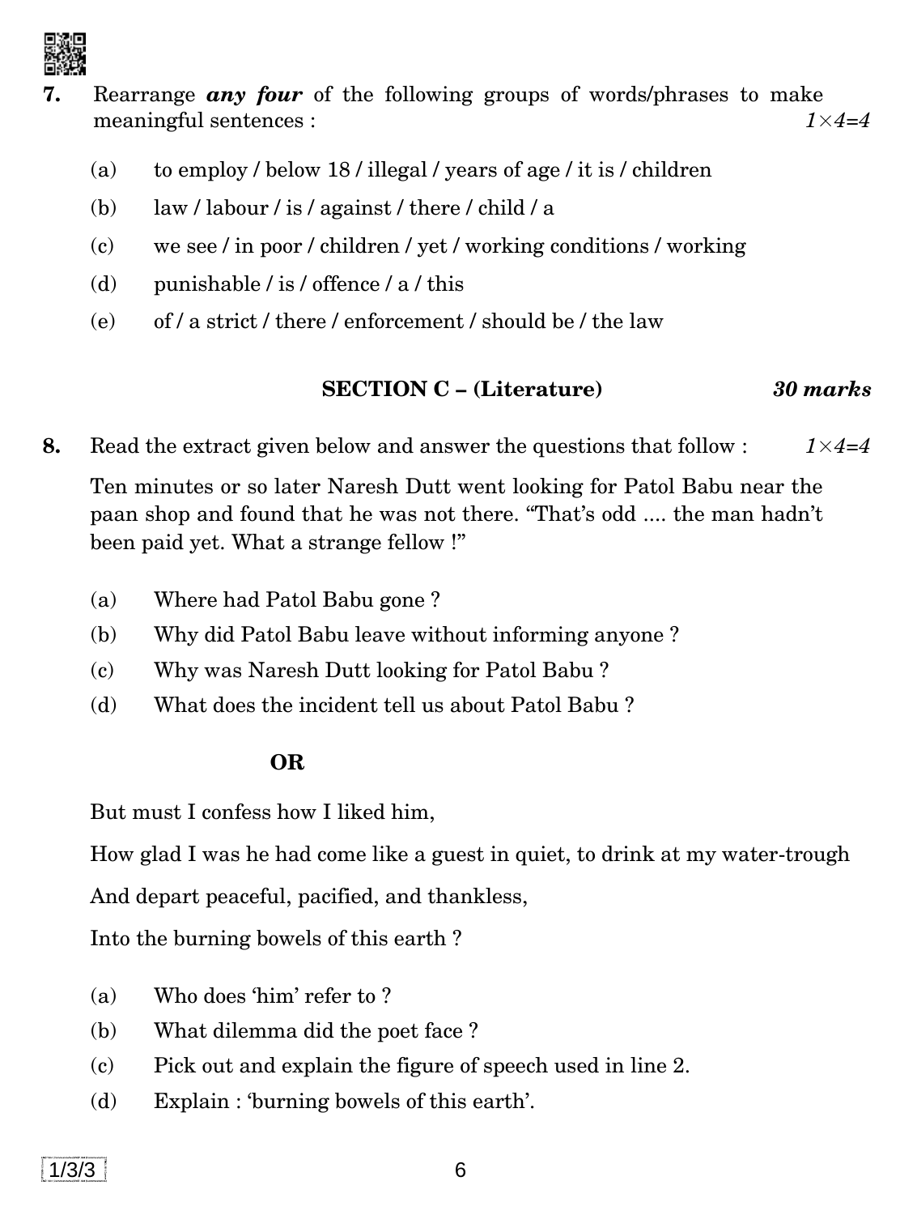**7.** Rearrange ***any four*** of the following groups of words/phrases to make meaningful sentences : *1×4=4*

(a) to employ / below 18 / illegal / years of age / it is / children

(b) law / labour / is / against / there / child / a

(c) we see / in poor / children / yet / working conditions / working

(d) punishable / is / offence / a / this

(e) of / a strict / there / enforcement / should be / the law

## SECTION C – (Literature) *30 marks*

**8.** Read the extract given below and answer the questions that follow : *1×4=4*

Ten minutes or so later Naresh Dutt went looking for Patol Babu near the paan shop and found that he was not there. "That's odd .... the man hadn't been paid yet. What a strange fellow !"

(a) Where had Patol Babu gone ?

(b) Why did Patol Babu leave without informing anyone ?

(c) Why was Naresh Dutt looking for Patol Babu ?

(d) What does the incident tell us about Patol Babu ?

**OR**

But must I confess how I liked him,

How glad I was he had come like a guest in quiet, to drink at my water-trough

And depart peaceful, pacified, and thankless,

Into the burning bowels of this earth ?

(a) Who does 'him' refer to ?

(b) What dilemma did the poet face ?

(c) Pick out and explain the figure of speech used in line 2.

(d) Explain : 'burning bowels of this earth'.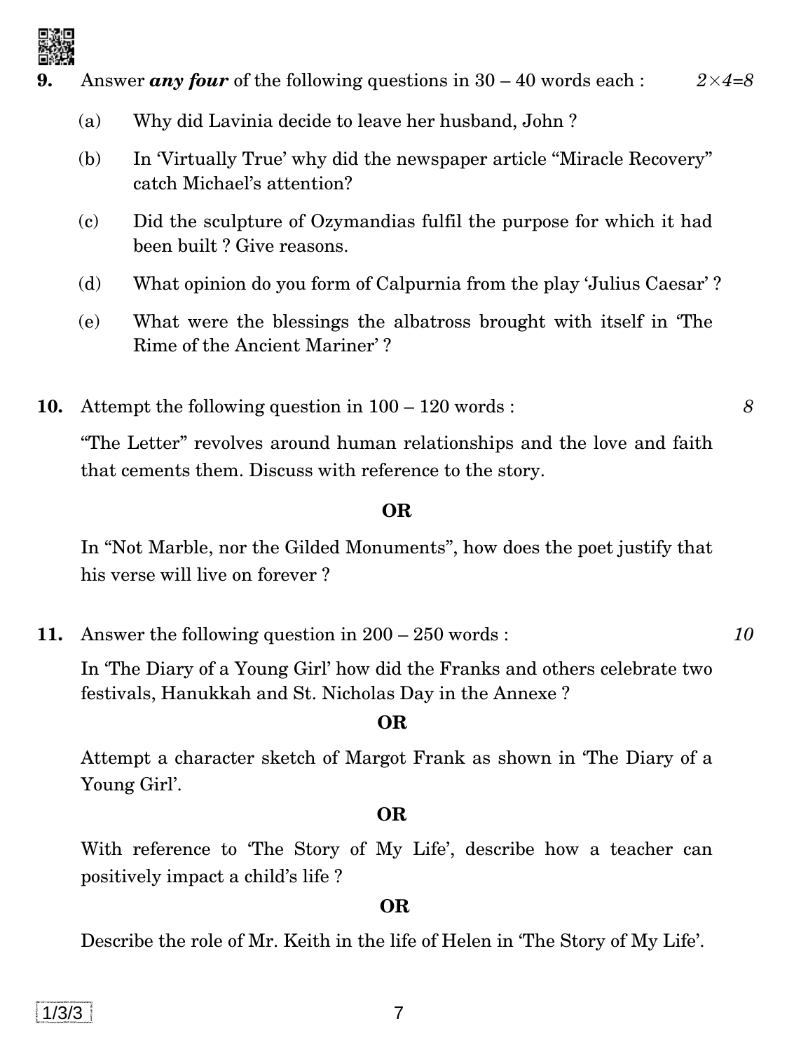**9.** Answer ***any four*** of the following questions in 30 – 40 words each : $2 \times 4 = 8$

(a) Why did Lavinia decide to leave her husband, John ?

(b) In 'Virtually True' why did the newspaper article "Miracle Recovery" catch Michael's attention?

(c) Did the sculpture of Ozymandias fulfil the purpose for which it had been built ? Give reasons.

(d) What opinion do you form of Calpurnia from the play 'Julius Caesar' ?

(e) What were the blessings the albatross brought with itself in 'The Rime of the Ancient Mariner' ?

**10.** Attempt the following question in 100 – 120 words : *8*

"The Letter" revolves around human relationships and the love and faith that cements them. Discuss with reference to the story.

**OR**

In "Not Marble, nor the Gilded Monuments", how does the poet justify that his verse will live on forever ?

**11.** Answer the following question in 200 – 250 words : *10*

In 'The Diary of a Young Girl' how did the Franks and others celebrate two festivals, Hanukkah and St. Nicholas Day in the Annexe ?

**OR**

Attempt a character sketch of Margot Frank as shown in 'The Diary of a Young Girl'.

**OR**

With reference to 'The Story of My Life', describe how a teacher can positively impact a child's life ?

**OR**

Describe the role of Mr. Keith in the life of Helen in 'The Story of My Life'.